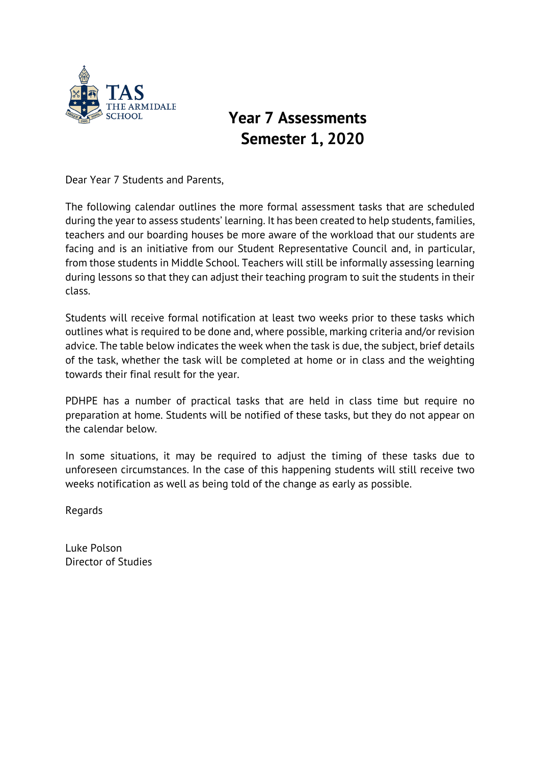TAS
THE ARMIDALE SCHOOL

# Year 7 Assessments
# Semester 1, 2020

Dear Year 7 Students and Parents,

The following calendar outlines the more formal assessment tasks that are scheduled during the year to assess students' learning. It has been created to help students, families, teachers and our boarding houses be more aware of the workload that our students are facing and is an initiative from our Student Representative Council and, in particular, from those students in Middle School. Teachers will still be informally assessing learning during lessons so that they can adjust their teaching program to suit the students in their class.

Students will receive formal notification at least two weeks prior to these tasks which outlines what is required to be done and, where possible, marking criteria and/or revision advice. The table below indicates the week when the task is due, the subject, brief details of the task, whether the task will be completed at home or in class and the weighting towards their final result for the year.

PDHPE has a number of practical tasks that are held in class time but require no preparation at home. Students will be notified of these tasks, but they do not appear on the calendar below.

In some situations, it may be required to adjust the timing of these tasks due to unforeseen circumstances. In the case of this happening students will still receive two weeks notification as well as being told of the change as early as possible.

Regards

Luke Polson
Director of Studies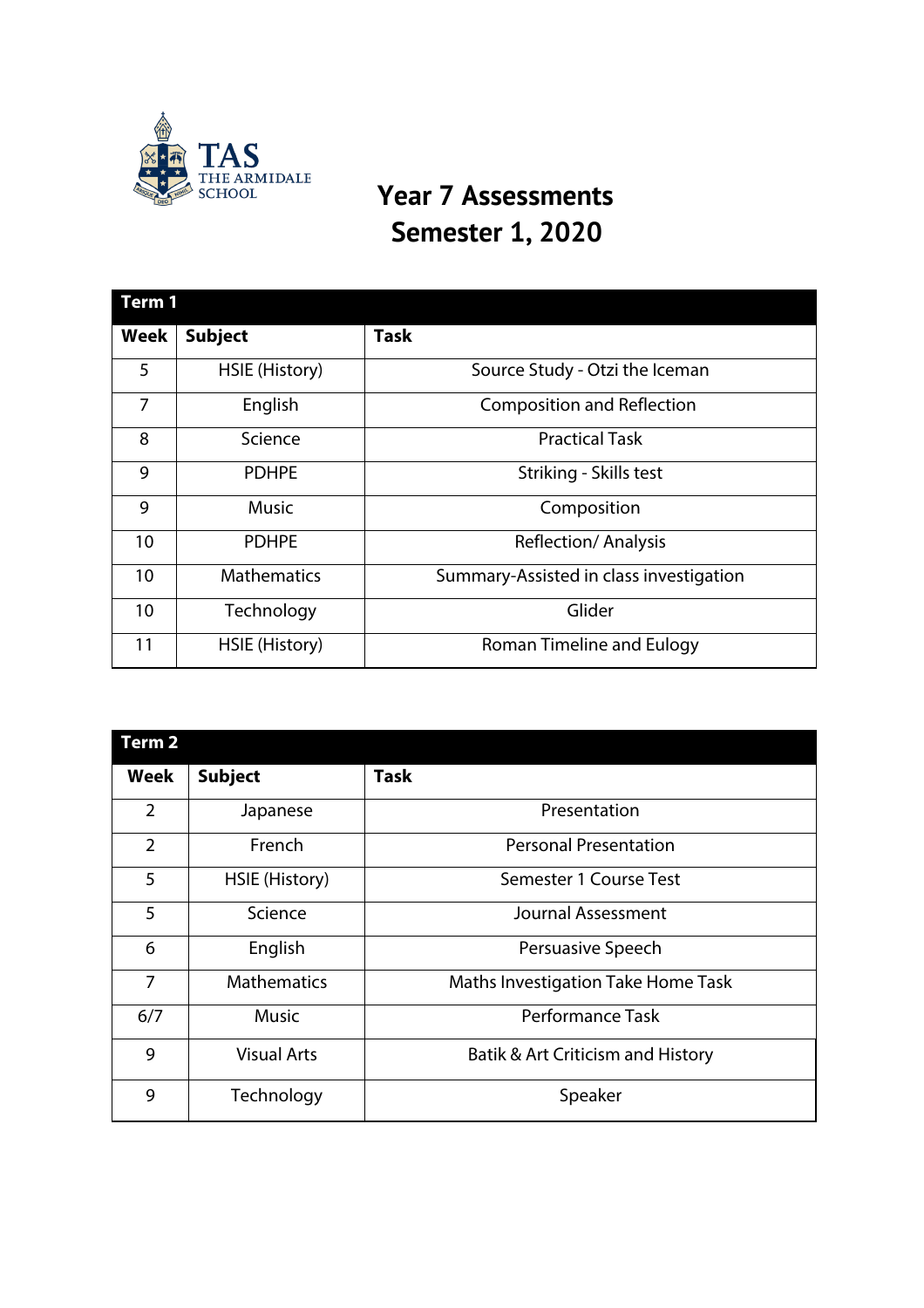TAS THE ARMIDALE SCHOOL

# Year 7 Assessments
# Semester 1, 2020

| Term 1 | | |
|---|---|---|
| **Week** | **Subject** | **Task** |
| 5 | HSIE (History) | Source Study - Otzi the Iceman |
| 7 | English | Composition and Reflection |
| 8 | Science | Practical Task |
| 9 | PDHPE | Striking - Skills test |
| 9 | Music | Composition |
| 10 | PDHPE | Reflection/ Analysis |
| 10 | Mathematics | Summary-Assisted in class investigation |
| 10 | Technology | Glider |
| 11 | HSIE (History) | Roman Timeline and Eulogy |

| Term 2 | | |
|---|---|---|
| **Week** | **Subject** | **Task** |
| 2 | Japanese | Presentation |
| 2 | French | Personal Presentation |
| 5 | HSIE (History) | Semester 1 Course Test |
| 5 | Science | Journal Assessment |
| 6 | English | Persuasive Speech |
| 7 | Mathematics | Maths Investigation Take Home Task |
| 6/7 | Music | Performance Task |
| 9 | Visual Arts | Batik & Art Criticism and History |
| 9 | Technology | Speaker |